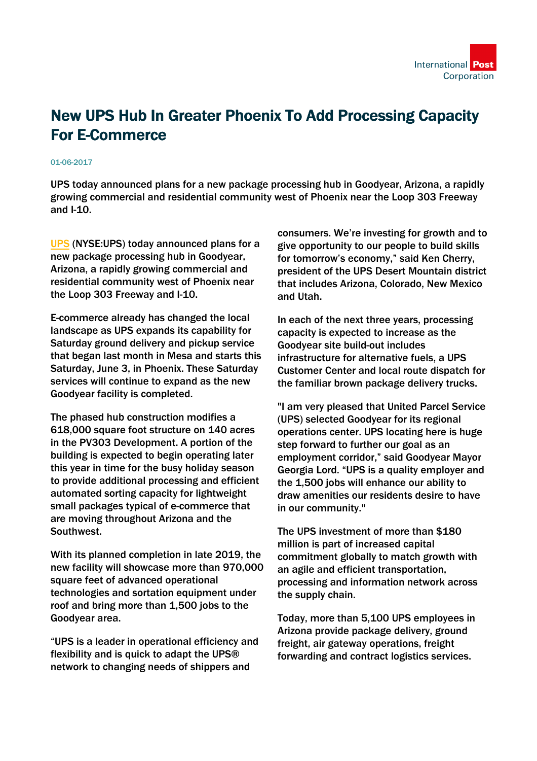# New UPS Hub In Greater Phoenix To Add Processing Capacity For E-Commerce

01-06-2017

**UPS today announced plans for a new package processing hub in Goodyear, Arizona, a rapidly growing commercial and residential community west of Phoenix near the Loop 303 Freeway and I-10.**

UPS (NYSE:UPS) today announced plans for a new package processing hub in Goodyear, Arizona, a rapidly growing commercial and residential community west of Phoenix near the Loop 303 Freeway and I-10.

E-commerce already has changed the local landscape as UPS expands its capability for Saturday ground delivery and pickup service that began last month in Mesa and starts this Saturday, June 3, in Phoenix. These Saturday services will continue to expand as the new Goodyear facility is completed.

The phased hub construction modifies a 618,000 square foot structure on 140 acres in the PV303 Development. A portion of the building is expected to begin operating later this year in time for the busy holiday season to provide additional processing and efficient automated sorting capacity for lightweight small packages typical of e-commerce that are moving throughout Arizona and the Southwest.

With its planned completion in late 2019, the new facility will showcase more than 970,000 square feet of advanced operational technologies and sortation equipment under roof and bring more than 1,500 jobs to the Goodyear area.

“UPS is a leader in operational efficiency and flexibility and is quick to adapt the UPS® network to changing needs of shippers and consumers. We’re investing for growth and to give opportunity to our people to build skills for tomorrow’s economy,” said Ken Cherry, president of the UPS Desert Mountain district that includes Arizona, Colorado, New Mexico and Utah.

In each of the next three years, processing capacity is expected to increase as the Goodyear site build-out includes infrastructure for alternative fuels, a UPS Customer Center and local route dispatch for the familiar brown package delivery trucks.

"I am very pleased that United Parcel Service (UPS) selected Goodyear for its regional operations center. UPS locating here is huge step forward to further our goal as an employment corridor,” said Goodyear Mayor Georgia Lord. “UPS is a quality employer and the 1,500 jobs will enhance our ability to draw amenities our residents desire to have in our community."

The UPS investment of more than $180 million is part of increased capital commitment globally to match growth with an agile and efficient transportation, processing and information network across the supply chain.

Today, more than 5,100 UPS employees in Arizona provide package delivery, ground freight, air gateway operations, freight forwarding and contract logistics services.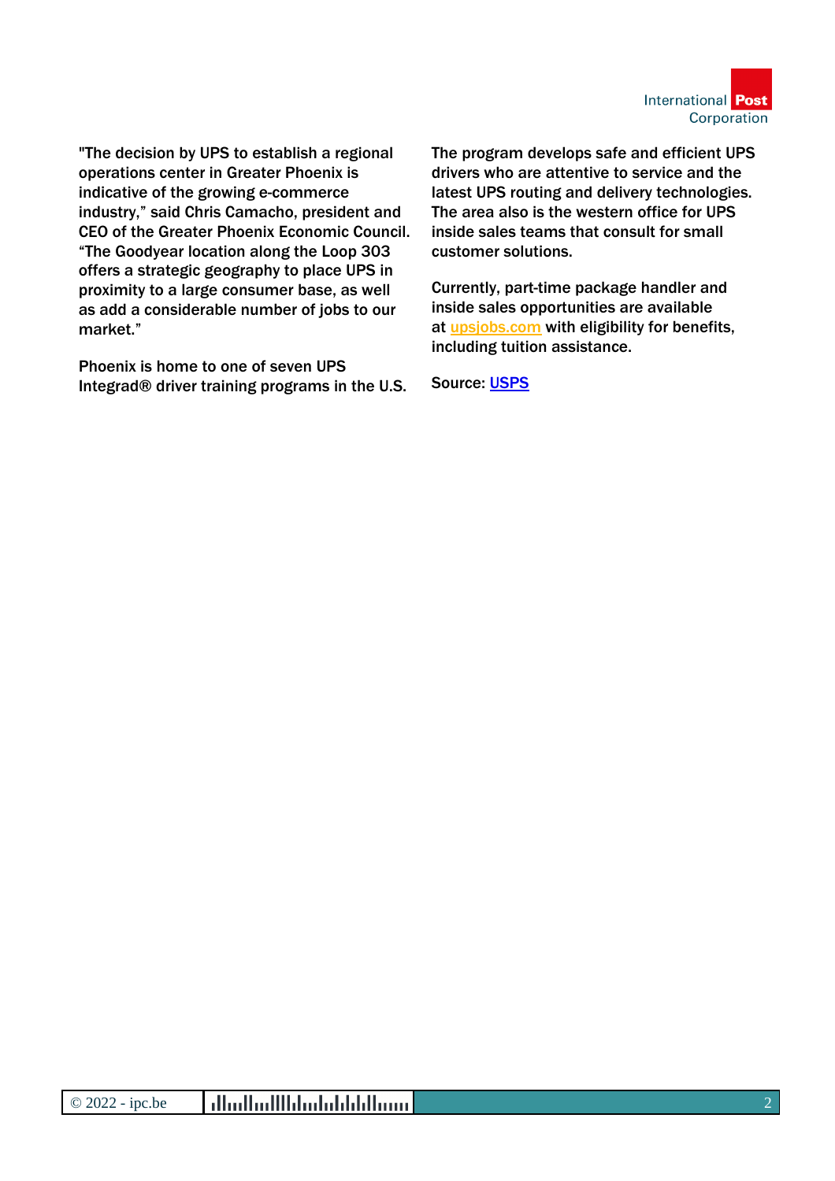"The decision by UPS to establish a regional operations center in Greater Phoenix is indicative of the growing e-commerce industry," said Chris Camacho, president and CEO of the Greater Phoenix Economic Council. "The Goodyear location along the Loop 303 offers a strategic geography to place UPS in proximity to a large consumer base, as well as add a considerable number of jobs to our market."

Phoenix is home to one of seven UPS Integrad® driver training programs in the U.S. The program develops safe and efficient UPS drivers who are attentive to service and the latest UPS routing and delivery technologies. The area also is the western office for UPS inside sales teams that consult for small customer solutions.

Currently, part-time package handler and inside sales opportunities are available at upsjobs.com with eligibility for benefits, including tuition assistance.

Source: USPS